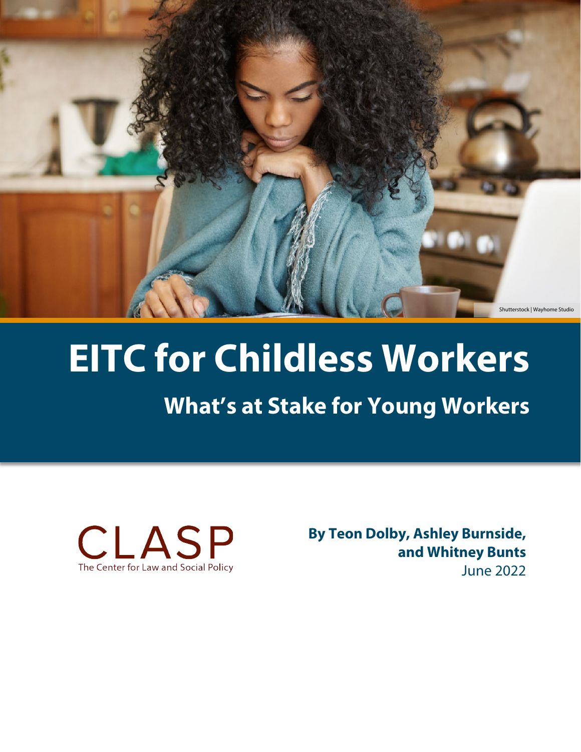Shutterstock | Wayhome Studio

# EITC for Childless Workers

## What's at Stake for Young Workers

CLASP
The Center for Law and Social Policy

**By Teon Dolby, Ashley Burnside, and Whitney Bunts**
June 2022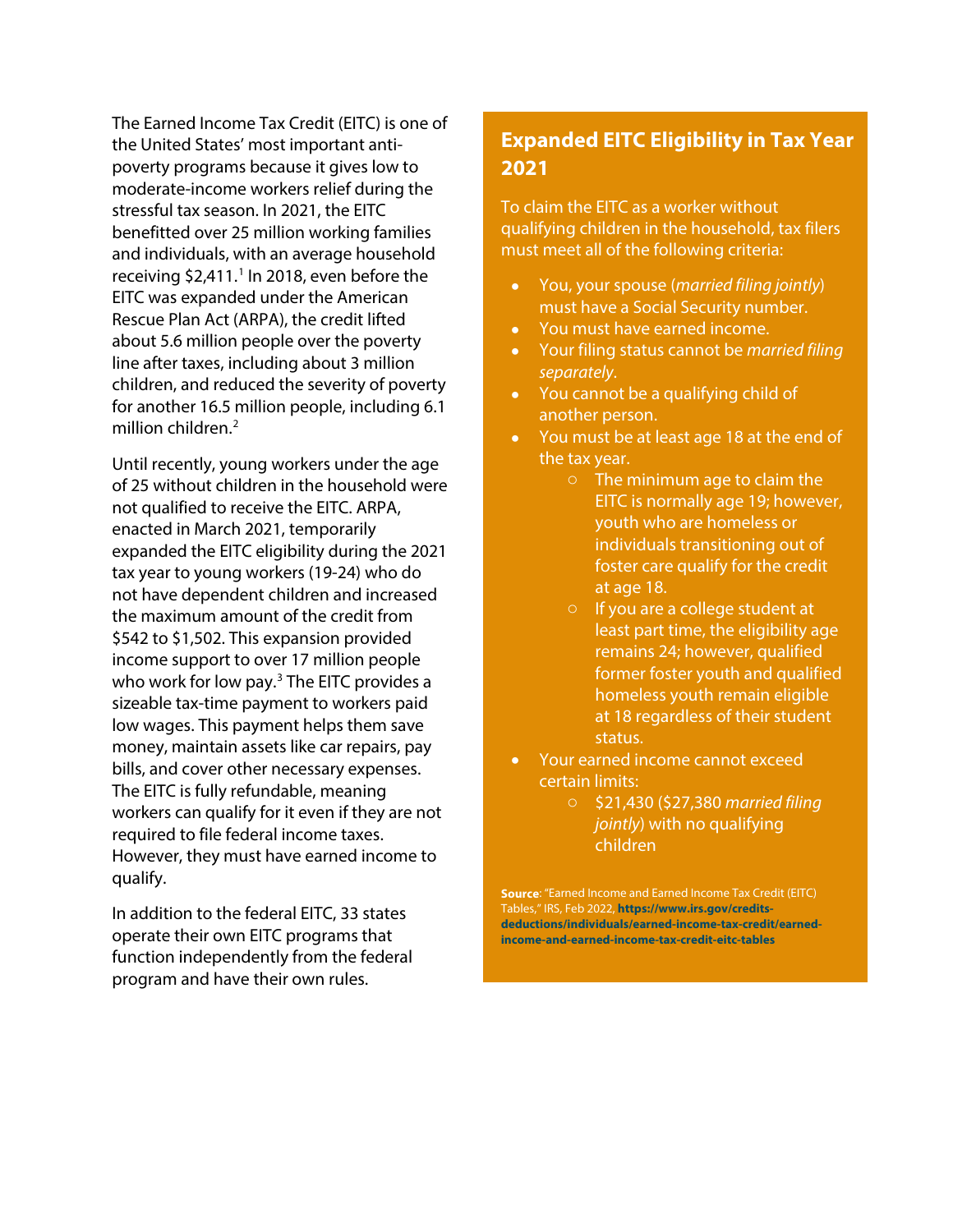The Earned Income Tax Credit (EITC) is one of the United States' most important anti-poverty programs because it gives low to moderate-income workers relief during the stressful tax season. In 2021, the EITC benefitted over 25 million working families and individuals, with an average household receiving $2,411.[1] In 2018, even before the EITC was expanded under the American Rescue Plan Act (ARPA), the credit lifted about 5.6 million people over the poverty line after taxes, including about 3 million children, and reduced the severity of poverty for another 16.5 million people, including 6.1 million children.[2]

Until recently, young workers under the age of 25 without children in the household were not qualified to receive the EITC. ARPA, enacted in March 2021, temporarily expanded the EITC eligibility during the 2021 tax year to young workers (19-24) who do not have dependent children and increased the maximum amount of the credit from $542 to $1,502. This expansion provided income support to over 17 million people who work for low pay.[3] The EITC provides a sizeable tax-time payment to workers paid low wages. This payment helps them save money, maintain assets like car repairs, pay bills, and cover other necessary expenses. The EITC is fully refundable, meaning workers can qualify for it even if they are not required to file federal income taxes. However, they must have earned income to qualify.

In addition to the federal EITC, 33 states operate their own EITC programs that function independently from the federal program and have their own rules.

## Expanded EITC Eligibility in Tax Year 2021

To claim the EITC as a worker without qualifying children in the household, tax filers must meet all of the following criteria:

- You, your spouse (*married filing jointly*) must have a Social Security number.
- You must have earned income.
- Your filing status cannot be *married filing separately*.
- You cannot be a qualifying child of another person.
- You must be at least age 18 at the end of the tax year.
    - The minimum age to claim the EITC is normally age 19; however, youth who are homeless or individuals transitioning out of foster care qualify for the credit at age 18.
    - If you are a college student at least part time, the eligibility age remains 24; however, qualified former foster youth and qualified homeless youth remain eligible at 18 regardless of their student status.
- Your earned income cannot exceed certain limits:
    - $21,430 ($27,380 *married filing jointly*) with no qualifying children

**Source**: "Earned Income and Earned Income Tax Credit (EITC) Tables," IRS, Feb 2022, **https://www.irs.gov/credits-deductions/individuals/earned-income-tax-credit/earned-income-and-earned-income-tax-credit-eitc-tables**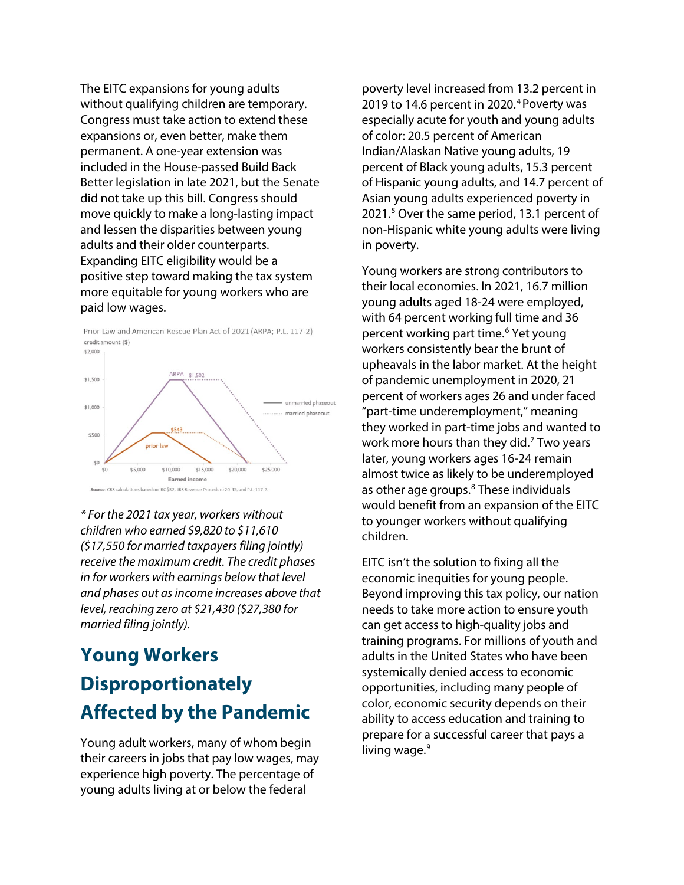The EITC expansions for young adults without qualifying children are temporary. Congress must take action to extend these expansions or, even better, make them permanent. A one-year extension was included in the House-passed Build Back Better legislation in late 2021, but the Senate did not take up this bill. Congress should move quickly to make a long-lasting impact and lessen the disparities between young adults and their older counterparts. Expanding EITC eligibility would be a positive step toward making the tax system more equitable for young workers who are paid low wages.

Prior Law and American Rescue Plan Act of 2021 (ARPA; P.L. 117-2)

credit amount ($)

Source: CRS calculations based on IRC §32, IRS Revenue Procedure 20-45, and P.L. 117-2.

*\* For the 2021 tax year, workers without children who earned $9,820 to $11,610 ($17,550 for married taxpayers filing jointly) receive the maximum credit. The credit phases in for workers with earnings below that level and phases out as income increases above that level, reaching zero at $21,430 ($27,380 for married filing jointly).*

## Young Workers Disproportionately Affected by the Pandemic

Young adult workers, many of whom begin their careers in jobs that pay low wages, may experience high poverty. The percentage of young adults living at or below the federal poverty level increased from 13.2 percent in 2019 to 14.6 percent in 2020.[4] Poverty was especially acute for youth and young adults of color: 20.5 percent of American Indian/Alaskan Native young adults, 19 percent of Black young adults, 15.3 percent of Hispanic young adults, and 14.7 percent of Asian young adults experienced poverty in 2021.[5] Over the same period, 13.1 percent of non-Hispanic white young adults were living in poverty.

Young workers are strong contributors to their local economies. In 2021, 16.7 million young adults aged 18-24 were employed, with 64 percent working full time and 36 percent working part time.[6] Yet young workers consistently bear the brunt of upheavals in the labor market. At the height of pandemic unemployment in 2020, 21 percent of workers ages 26 and under faced "part-time underemployment," meaning they worked in part-time jobs and wanted to work more hours than they did.[7] Two years later, young workers ages 16-24 remain almost twice as likely to be underemployed as other age groups.[8] These individuals would benefit from an expansion of the EITC to younger workers without qualifying children.

EITC isn't the solution to fixing all the economic inequities for young people. Beyond improving this tax policy, our nation needs to take more action to ensure youth can get access to high-quality jobs and training programs. For millions of youth and adults in the United States who have been systemically denied access to economic opportunities, including many people of color, economic security depends on their ability to access education and training to prepare for a successful career that pays a living wage.[9]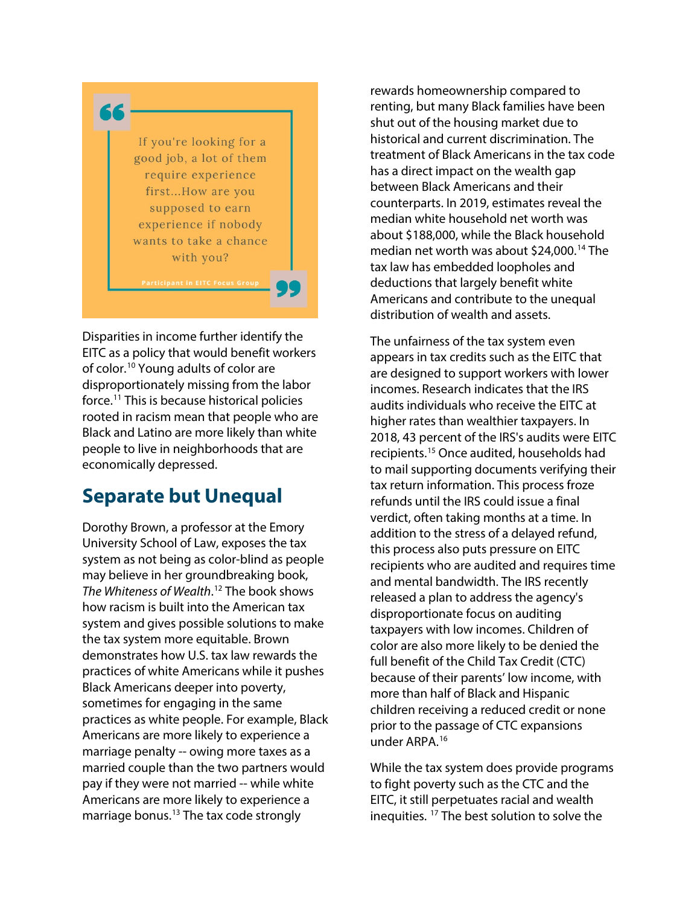> If you're looking for a good job, a lot of them require experience first...How are you supposed to earn experience if nobody wants to take a chance with you?
>
> Participant in EITC Focus Group

Disparities in income further identify the EITC as a policy that would benefit workers of color.[10] Young adults of color are disproportionately missing from the labor force.[11] This is because historical policies rooted in racism mean that people who are Black and Latino are more likely than white people to live in neighborhoods that are economically depressed.

## Separate but Unequal

Dorothy Brown, a professor at the Emory University School of Law, exposes the tax system as not being as color-blind as people may believe in her groundbreaking book, *The Whiteness of Wealth*.[12] The book shows how racism is built into the American tax system and gives possible solutions to make the tax system more equitable. Brown demonstrates how U.S. tax law rewards the practices of white Americans while it pushes Black Americans deeper into poverty, sometimes for engaging in the same practices as white people. For example, Black Americans are more likely to experience a marriage penalty -- owing more taxes as a married couple than the two partners would pay if they were not married -- while white Americans are more likely to experience a marriage bonus.[13] The tax code strongly rewards homeownership compared to renting, but many Black families have been shut out of the housing market due to historical and current discrimination. The treatment of Black Americans in the tax code has a direct impact on the wealth gap between Black Americans and their counterparts. In 2019, estimates reveal the median white household net worth was about $188,000, while the Black household median net worth was about $24,000.[14] The tax law has embedded loopholes and deductions that largely benefit white Americans and contribute to the unequal distribution of wealth and assets.

The unfairness of the tax system even appears in tax credits such as the EITC that are designed to support workers with lower incomes. Research indicates that the IRS audits individuals who receive the EITC at higher rates than wealthier taxpayers. In 2018, 43 percent of the IRS's audits were EITC recipients.[15] Once audited, households had to mail supporting documents verifying their tax return information. This process froze refunds until the IRS could issue a final verdict, often taking months at a time. In addition to the stress of a delayed refund, this process also puts pressure on EITC recipients who are audited and requires time and mental bandwidth. The IRS recently released a plan to address the agency's disproportionate focus on auditing taxpayers with low incomes. Children of color are also more likely to be denied the full benefit of the Child Tax Credit (CTC) because of their parents' low income, with more than half of Black and Hispanic children receiving a reduced credit or none prior to the passage of CTC expansions under ARPA.[16]

While the tax system does provide programs to fight poverty such as the CTC and the EITC, it still perpetuates racial and wealth inequities. [17] The best solution to solve the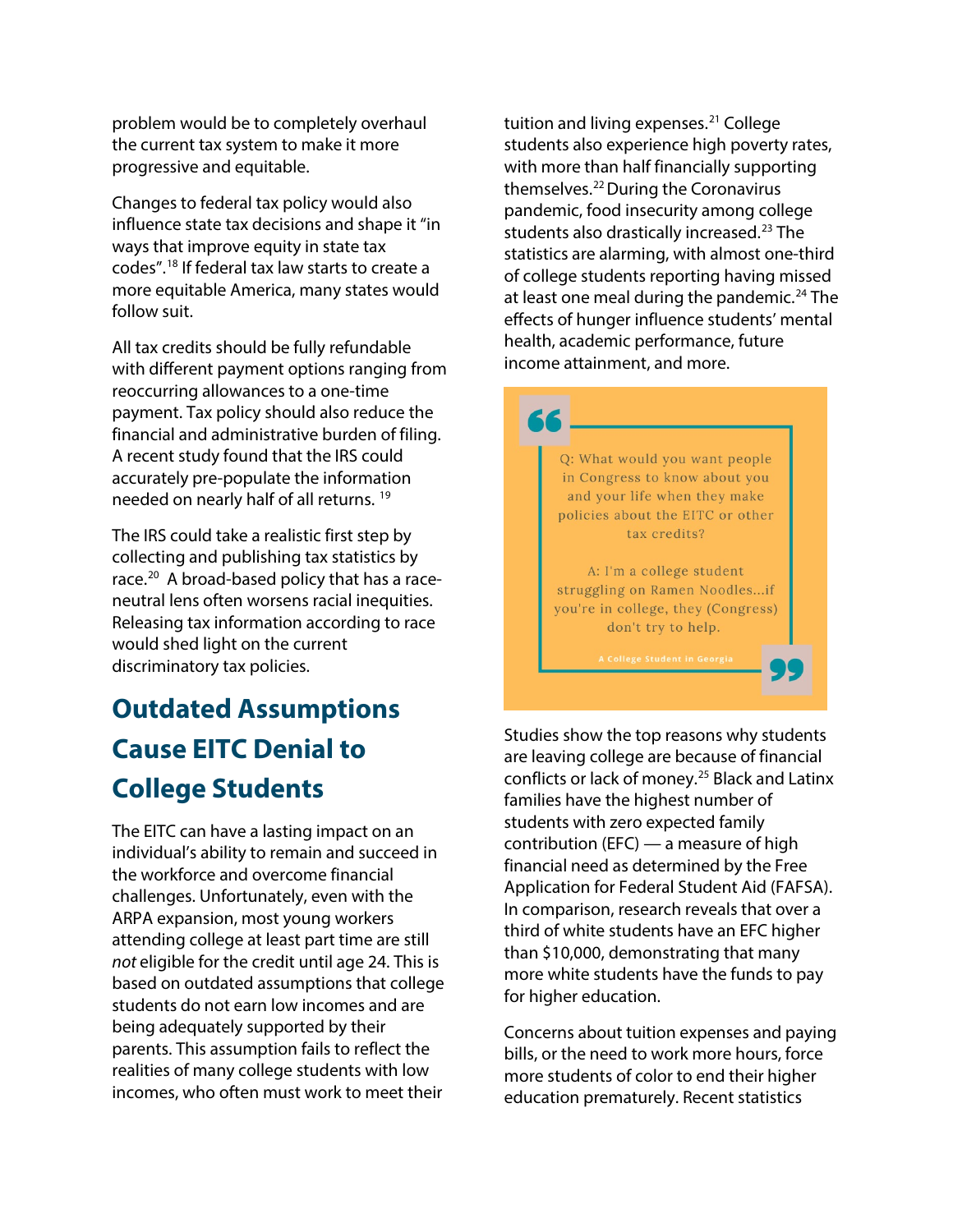problem would be to completely overhaul the current tax system to make it more progressive and equitable.

Changes to federal tax policy would also influence state tax decisions and shape it "in ways that improve equity in state tax codes".[18] If federal tax law starts to create a more equitable America, many states would follow suit.

All tax credits should be fully refundable with different payment options ranging from reoccurring allowances to a one-time payment. Tax policy should also reduce the financial and administrative burden of filing. A recent study found that the IRS could accurately pre-populate the information needed on nearly half of all returns.[19]

The IRS could take a realistic first step by collecting and publishing tax statistics by race.[20] A broad-based policy that has a race-neutral lens often worsens racial inequities. Releasing tax information according to race would shed light on the current discriminatory tax policies.

## Outdated Assumptions Cause EITC Denial to College Students

The EITC can have a lasting impact on an individual's ability to remain and succeed in the workforce and overcome financial challenges. Unfortunately, even with the ARPA expansion, most young workers attending college at least part time are still *not* eligible for the credit until age 24. This is based on outdated assumptions that college students do not earn low incomes and are being adequately supported by their parents. This assumption fails to reflect the realities of many college students with low incomes, who often must work to meet their tuition and living expenses.[21] College students also experience high poverty rates, with more than half financially supporting themselves.[22] During the Coronavirus pandemic, food insecurity among college students also drastically increased.[23] The statistics are alarming, with almost one-third of college students reporting having missed at least one meal during the pandemic.[24] The effects of hunger influence students' mental health, academic performance, future income attainment, and more.

> Q: What would you want people in Congress to know about you and your life when they make policies about the EITC or other tax credits?
>
> A: I'm a college student struggling on Ramen Noodles...if you're in college, they (Congress) don't try to help.
>
> A College Student in Georgia

Studies show the top reasons why students are leaving college are because of financial conflicts or lack of money.[25] Black and Latinx families have the highest number of students with zero expected family contribution (EFC) — a measure of high financial need as determined by the Free Application for Federal Student Aid (FAFSA). In comparison, research reveals that over a third of white students have an EFC higher than $10,000, demonstrating that many more white students have the funds to pay for higher education.

Concerns about tuition expenses and paying bills, or the need to work more hours, force more students of color to end their higher education prematurely. Recent statistics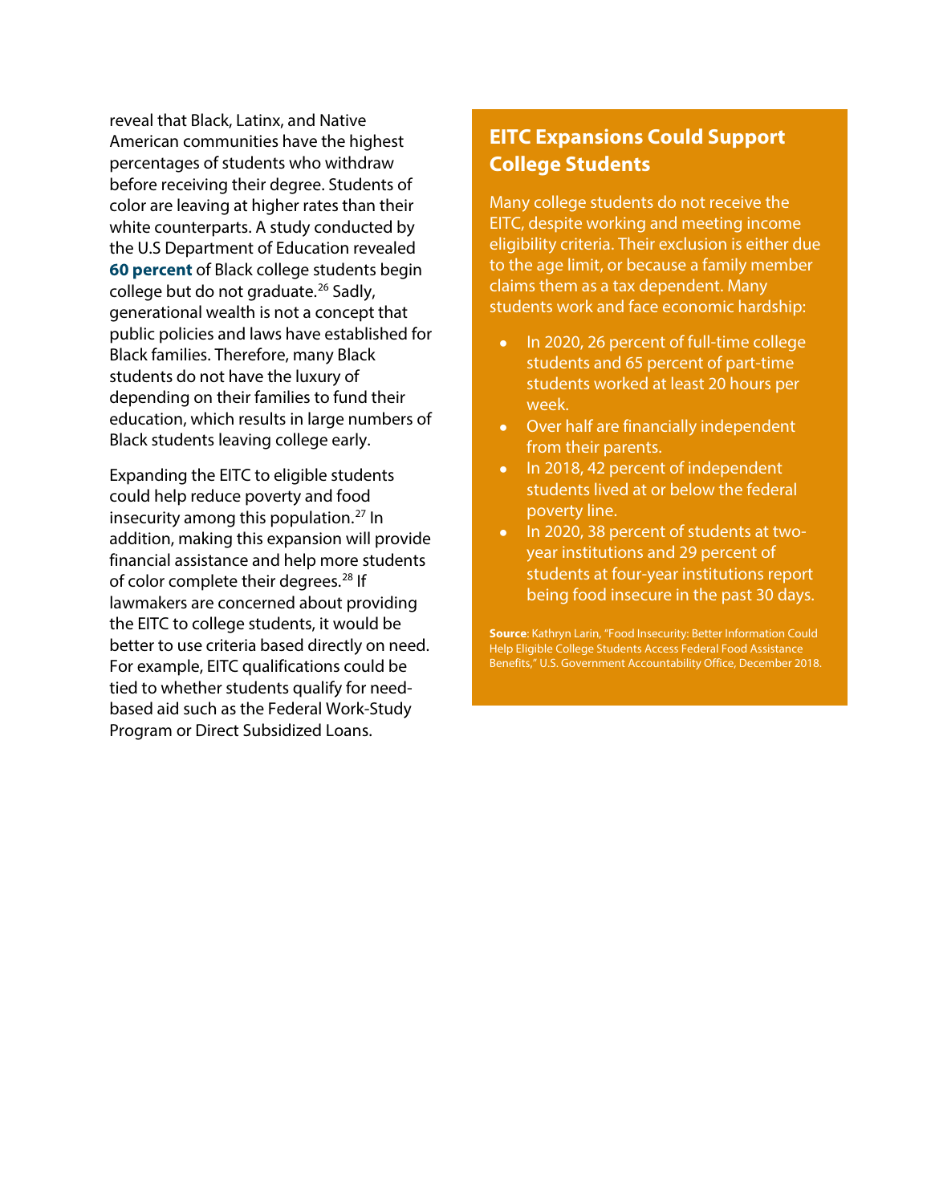reveal that Black, Latinx, and Native American communities have the highest percentages of students who withdraw before receiving their degree. Students of color are leaving at higher rates than their white counterparts. A study conducted by the U.S Department of Education revealed **60 percent** of Black college students begin college but do not graduate.[26] Sadly, generational wealth is not a concept that public policies and laws have established for Black families. Therefore, many Black students do not have the luxury of depending on their families to fund their education, which results in large numbers of Black students leaving college early.

Expanding the EITC to eligible students could help reduce poverty and food insecurity among this population.[27] In addition, making this expansion will provide financial assistance and help more students of color complete their degrees.[28] If lawmakers are concerned about providing the EITC to college students, it would be better to use criteria based directly on need. For example, EITC qualifications could be tied to whether students qualify for need-based aid such as the Federal Work-Study Program or Direct Subsidized Loans.

## EITC Expansions Could Support College Students

Many college students do not receive the EITC, despite working and meeting income eligibility criteria. Their exclusion is either due to the age limit, or because a family member claims them as a tax dependent. Many students work and face economic hardship:

- In 2020, 26 percent of full-time college students and 65 percent of part-time students worked at least 20 hours per week.
- Over half are financially independent from their parents.
- In 2018, 42 percent of independent students lived at or below the federal poverty line.
- In 2020, 38 percent of students at two-year institutions and 29 percent of students at four-year institutions report being food insecure in the past 30 days.

**Source**: Kathryn Larin, "Food Insecurity: Better Information Could Help Eligible College Students Access Federal Food Assistance Benefits," U.S. Government Accountability Office, December 2018.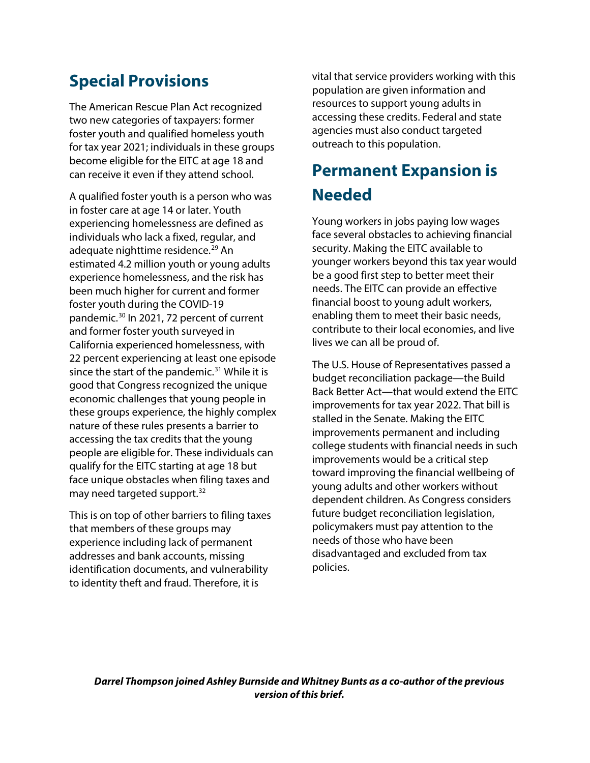## Special Provisions

The American Rescue Plan Act recognized two new categories of taxpayers: former foster youth and qualified homeless youth for tax year 2021; individuals in these groups become eligible for the EITC at age 18 and can receive it even if they attend school.

A qualified foster youth is a person who was in foster care at age 14 or later. Youth experiencing homelessness are defined as individuals who lack a fixed, regular, and adequate nighttime residence.[29] An estimated 4.2 million youth or young adults experience homelessness, and the risk has been much higher for current and former foster youth during the COVID-19 pandemic.[30] In 2021, 72 percent of current and former foster youth surveyed in California experienced homelessness, with 22 percent experiencing at least one episode since the start of the pandemic.[31] While it is good that Congress recognized the unique economic challenges that young people in these groups experience, the highly complex nature of these rules presents a barrier to accessing the tax credits that the young people are eligible for. These individuals can qualify for the EITC starting at age 18 but face unique obstacles when filing taxes and may need targeted support.[32]

This is on top of other barriers to filing taxes that members of these groups may experience including lack of permanent addresses and bank accounts, missing identification documents, and vulnerability to identity theft and fraud. Therefore, it is vital that service providers working with this population are given information and resources to support young adults in accessing these credits. Federal and state agencies must also conduct targeted outreach to this population.

## Permanent Expansion is Needed

Young workers in jobs paying low wages face several obstacles to achieving financial security. Making the EITC available to younger workers beyond this tax year would be a good first step to better meet their needs. The EITC can provide an effective financial boost to young adult workers, enabling them to meet their basic needs, contribute to their local economies, and live lives we can all be proud of.

The U.S. House of Representatives passed a budget reconciliation package—the Build Back Better Act—that would extend the EITC improvements for tax year 2022. That bill is stalled in the Senate. Making the EITC improvements permanent and including college students with financial needs in such improvements would be a critical step toward improving the financial wellbeing of young adults and other workers without dependent children. As Congress considers future budget reconciliation legislation, policymakers must pay attention to the needs of those who have been disadvantaged and excluded from tax policies.

***Darrel Thompson joined Ashley Burnside and Whitney Bunts as a co-author of the previous version of this brief.***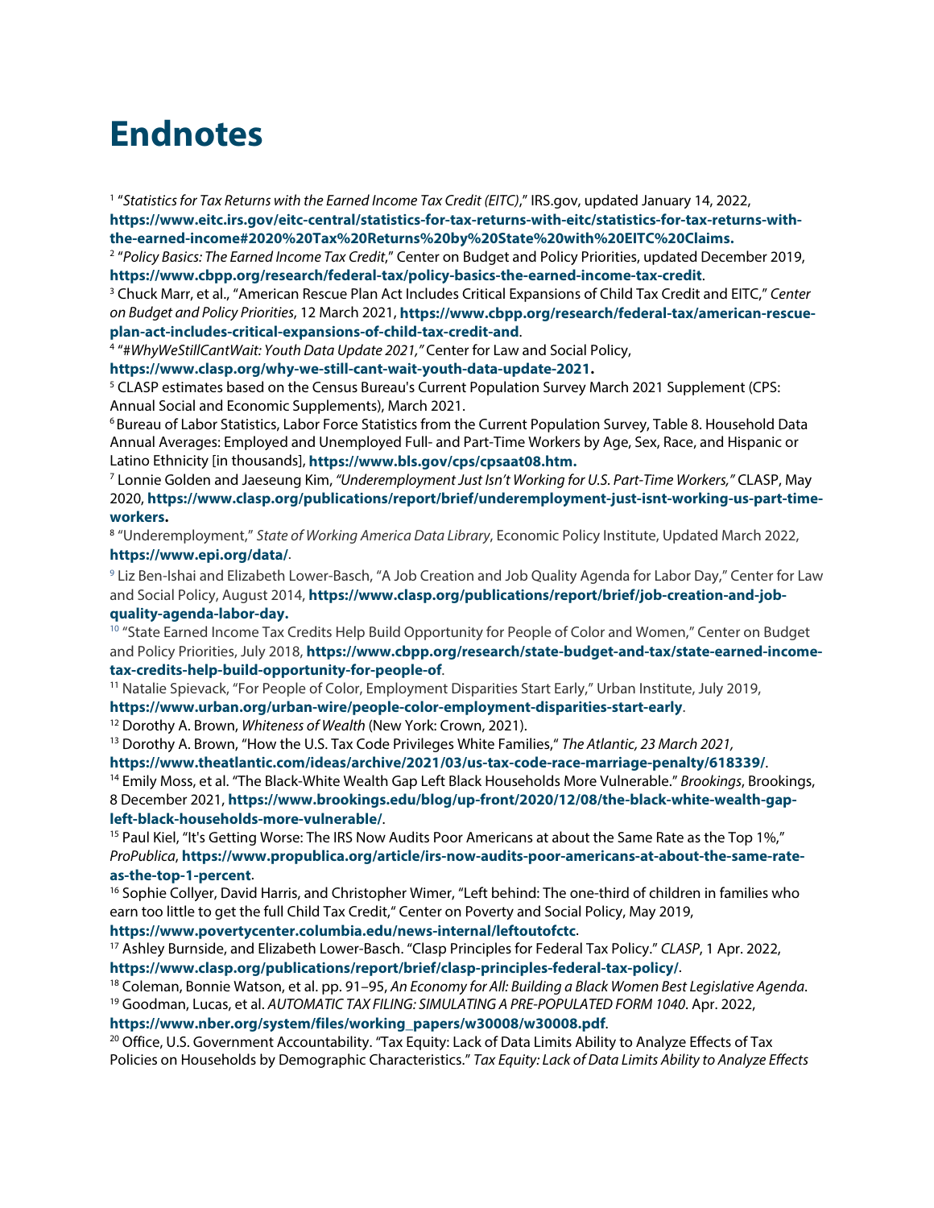# Endnotes

[1] "*Statistics for Tax Returns with the Earned Income Tax Credit (EITC)*," IRS.gov, updated January 14, 2022, **https://www.eitc.irs.gov/eitc-central/statistics-for-tax-returns-with-eitc/statistics-for-tax-returns-with-the-earned-income#2020%20Tax%20Returns%20by%20State%20with%20EITC%20Claims.**

[2] "*Policy Basics: The Earned Income Tax Credit*," Center on Budget and Policy Priorities, updated December 2019, **https://www.cbpp.org/research/federal-tax/policy-basics-the-earned-income-tax-credit**.

[3] Chuck Marr, et al., "American Rescue Plan Act Includes Critical Expansions of Child Tax Credit and EITC," *Center on Budget and Policy Priorities*, 12 March 2021, **https://www.cbpp.org/research/federal-tax/american-rescue-plan-act-includes-critical-expansions-of-child-tax-credit-and**.

[4] "*#WhyWeStillCantWait: Youth Data Update 2021,"* Center for Law and Social Policy, **https://www.clasp.org/why-we-still-cant-wait-youth-data-update-2021.**

[5] CLASP estimates based on the Census Bureau's Current Population Survey March 2021 Supplement (CPS: Annual Social and Economic Supplements), March 2021.

[6] Bureau of Labor Statistics, Labor Force Statistics from the Current Population Survey, Table 8. Household Data Annual Averages: Employed and Unemployed Full- and Part-Time Workers by Age, Sex, Race, and Hispanic or Latino Ethnicity [in thousands], **https://www.bls.gov/cps/cpsaat08.htm.**

[7] Lonnie Golden and Jaeseung Kim, *"Underemployment Just Isn't Working for U.S. Part-Time Workers,"* CLASP, May 2020, **https://www.clasp.org/publications/report/brief/underemployment-just-isnt-working-us-part-time-workers.**

[8] "Underemployment," *State of Working America Data Library*, Economic Policy Institute, Updated March 2022, **https://www.epi.org/data/**.

[9] Liz Ben-Ishai and Elizabeth Lower-Basch, "A Job Creation and Job Quality Agenda for Labor Day," Center for Law and Social Policy, August 2014, **https://www.clasp.org/publications/report/brief/job-creation-and-job-quality-agenda-labor-day.**

[10] "State Earned Income Tax Credits Help Build Opportunity for People of Color and Women," Center on Budget and Policy Priorities, July 2018, **https://www.cbpp.org/research/state-budget-and-tax/state-earned-income-tax-credits-help-build-opportunity-for-people-of**.

[11] Natalie Spievack, "For People of Color, Employment Disparities Start Early," Urban Institute, July 2019, **https://www.urban.org/urban-wire/people-color-employment-disparities-start-early**.

[12] Dorothy A. Brown, *Whiteness of Wealth* (New York: Crown, 2021).

[13] Dorothy A. Brown, "How the U.S. Tax Code Privileges White Families," *The Atlantic, 23 March 2021,* **https://www.theatlantic.com/ideas/archive/2021/03/us-tax-code-race-marriage-penalty/618339/**.

[14] Emily Moss, et al. "The Black-White Wealth Gap Left Black Households More Vulnerable." *Brookings*, Brookings, 8 December 2021, **https://www.brookings.edu/blog/up-front/2020/12/08/the-black-white-wealth-gap-left-black-households-more-vulnerable/**.

[15] Paul Kiel, "It's Getting Worse: The IRS Now Audits Poor Americans at about the Same Rate as the Top 1%," *ProPublica*, **https://www.propublica.org/article/irs-now-audits-poor-americans-at-about-the-same-rate-as-the-top-1-percent**.

[16] Sophie Collyer, David Harris, and Christopher Wimer, "Left behind: The one-third of children in families who earn too little to get the full Child Tax Credit," Center on Poverty and Social Policy, May 2019, **https://www.povertycenter.columbia.edu/news-internal/leftoutofctc**.

[17] Ashley Burnside, and Elizabeth Lower-Basch. "Clasp Principles for Federal Tax Policy." *CLASP*, 1 Apr. 2022, **https://www.clasp.org/publications/report/brief/clasp-principles-federal-tax-policy/**.

[18] Coleman, Bonnie Watson, et al. pp. 91–95, *An Economy for All: Building a Black Women Best Legislative Agenda*.

[19] Goodman, Lucas, et al. *AUTOMATIC TAX FILING: SIMULATING A PRE-POPULATED FORM 1040*. Apr. 2022, **https://www.nber.org/system/files/working_papers/w30008/w30008.pdf**.

[20] Office, U.S. Government Accountability. "Tax Equity: Lack of Data Limits Ability to Analyze Effects of Tax Policies on Households by Demographic Characteristics." *Tax Equity: Lack of Data Limits Ability to Analyze Effects*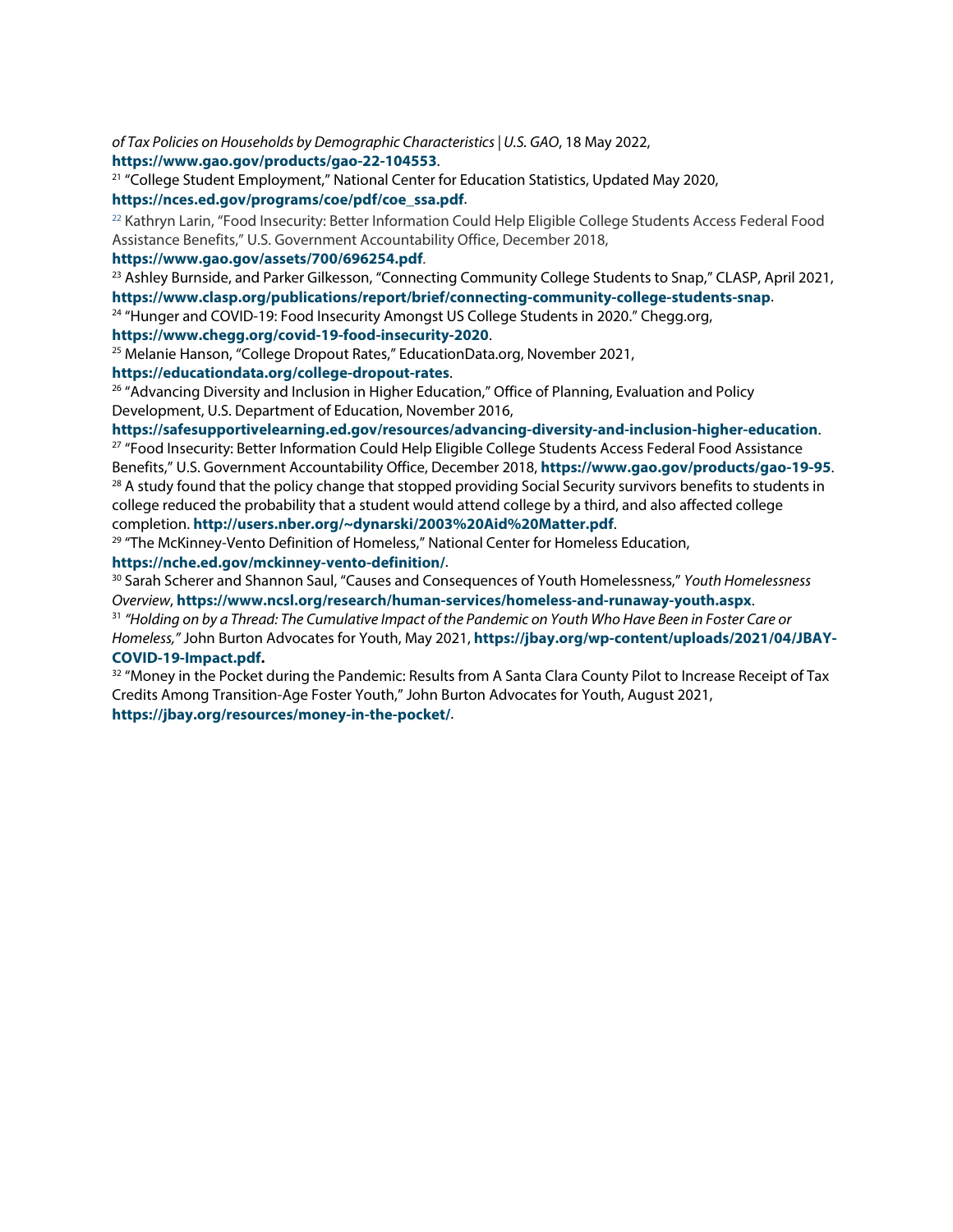*of Tax Policies on Households by Demographic Characteristics | U.S. GAO*, 18 May 2022, **https://www.gao.gov/products/gao-22-104553**.

[21] "College Student Employment," National Center for Education Statistics, Updated May 2020, **https://nces.ed.gov/programs/coe/pdf/coe_ssa.pdf**.

[22] Kathryn Larin, "Food Insecurity: Better Information Could Help Eligible College Students Access Federal Food Assistance Benefits," U.S. Government Accountability Office, December 2018, **https://www.gao.gov/assets/700/696254.pdf**.

[23] Ashley Burnside, and Parker Gilkesson, "Connecting Community College Students to Snap," CLASP, April 2021, **https://www.clasp.org/publications/report/brief/connecting-community-college-students-snap**.

[24] "Hunger and COVID-19: Food Insecurity Amongst US College Students in 2020." Chegg.org, **https://www.chegg.org/covid-19-food-insecurity-2020**.

[25] Melanie Hanson, "College Dropout Rates," EducationData.org, November 2021, **https://educationdata.org/college-dropout-rates**.

[26] "Advancing Diversity and Inclusion in Higher Education," Office of Planning, Evaluation and Policy Development, U.S. Department of Education, November 2016, **https://safesupportivelearning.ed.gov/resources/advancing-diversity-and-inclusion-higher-education**.

[27] "Food Insecurity: Better Information Could Help Eligible College Students Access Federal Food Assistance Benefits," U.S. Government Accountability Office, December 2018, **https://www.gao.gov/products/gao-19-95**.

[28] A study found that the policy change that stopped providing Social Security survivors benefits to students in college reduced the probability that a student would attend college by a third, and also affected college completion. **http://users.nber.org/~dynarski/2003%20Aid%20Matter.pdf**.

[29] "The McKinney-Vento Definition of Homeless," National Center for Homeless Education, **https://nche.ed.gov/mckinney-vento-definition/**.

[30] Sarah Scherer and Shannon Saul, "Causes and Consequences of Youth Homelessness," *Youth Homelessness Overview*, **https://www.ncsl.org/research/human-services/homeless-and-runaway-youth.aspx**.

[31] *"Holding on by a Thread: The Cumulative Impact of the Pandemic on Youth Who Have Been in Foster Care or Homeless,"* John Burton Advocates for Youth, May 2021, **https://jbay.org/wp-content/uploads/2021/04/JBAY-COVID-19-Impact.pdf.**

[32] "Money in the Pocket during the Pandemic: Results from A Santa Clara County Pilot to Increase Receipt of Tax Credits Among Transition-Age Foster Youth," John Burton Advocates for Youth, August 2021, **https://jbay.org/resources/money-in-the-pocket/**.